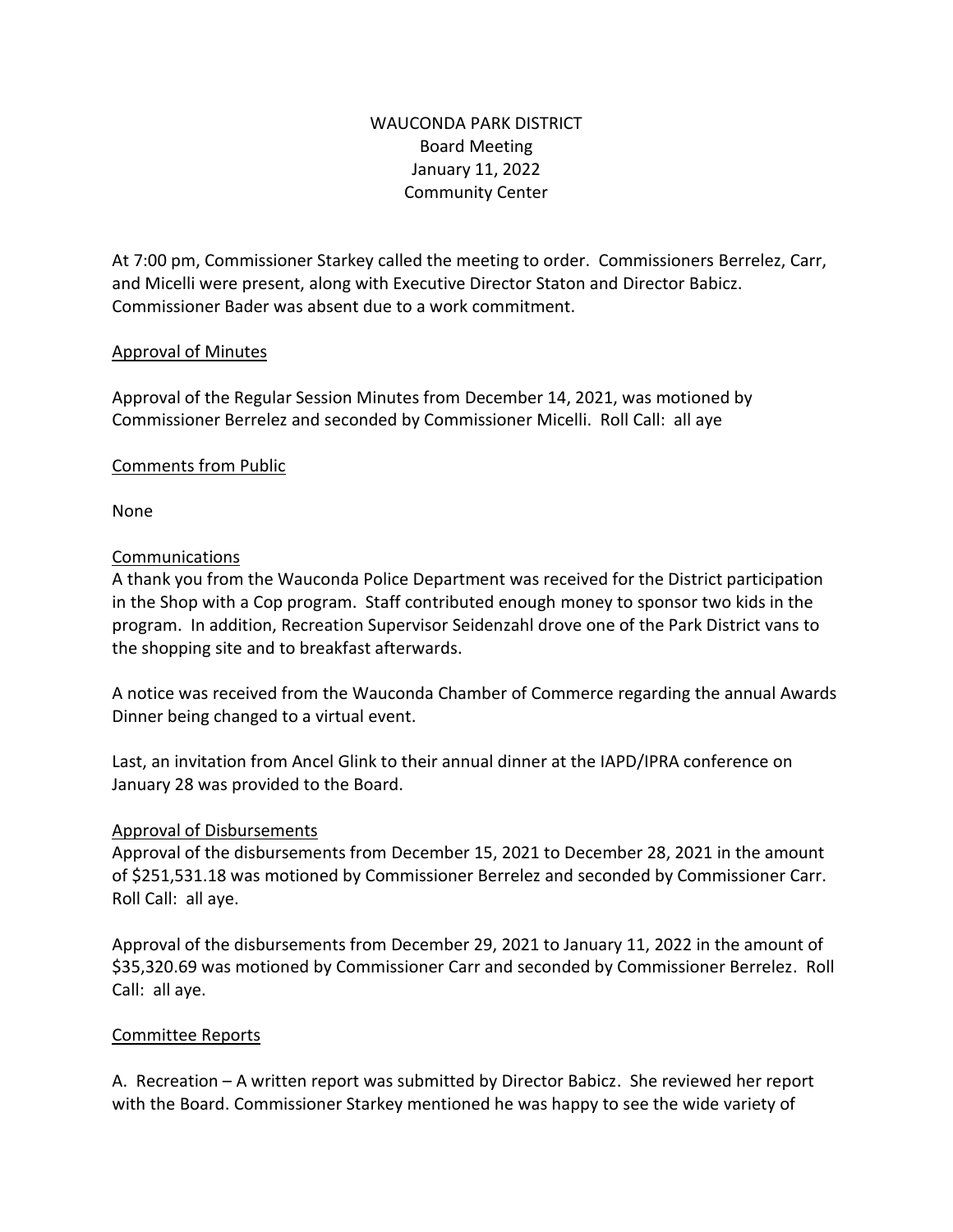# WAUCONDA PARK DISTRICT

Board Meeting
January 11, 2022
Community Center

At 7:00 pm, Commissioner Starkey called the meeting to order. Commissioners Berrelez, Carr, and Micelli were present, along with Executive Director Staton and Director Babicz. Commissioner Bader was absent due to a work commitment.

## Approval of Minutes

Approval of the Regular Session Minutes from December 14, 2021, was motioned by Commissioner Berrelez and seconded by Commissioner Micelli. Roll Call: all aye

## Comments from Public

None

## Communications

A thank you from the Wauconda Police Department was received for the District participation in the Shop with a Cop program. Staff contributed enough money to sponsor two kids in the program. In addition, Recreation Supervisor Seidenzahl drove one of the Park District vans to the shopping site and to breakfast afterwards.

A notice was received from the Wauconda Chamber of Commerce regarding the annual Awards Dinner being changed to a virtual event.

Last, an invitation from Ancel Glink to their annual dinner at the IAPD/IPRA conference on January 28 was provided to the Board.

## Approval of Disbursements

Approval of the disbursements from December 15, 2021 to December 28, 2021 in the amount of $251,531.18 was motioned by Commissioner Berrelez and seconded by Commissioner Carr. Roll Call: all aye.

Approval of the disbursements from December 29, 2021 to January 11, 2022 in the amount of $35,320.69 was motioned by Commissioner Carr and seconded by Commissioner Berrelez. Roll Call: all aye.

## Committee Reports

A. Recreation – A written report was submitted by Director Babicz. She reviewed her report with the Board. Commissioner Starkey mentioned he was happy to see the wide variety of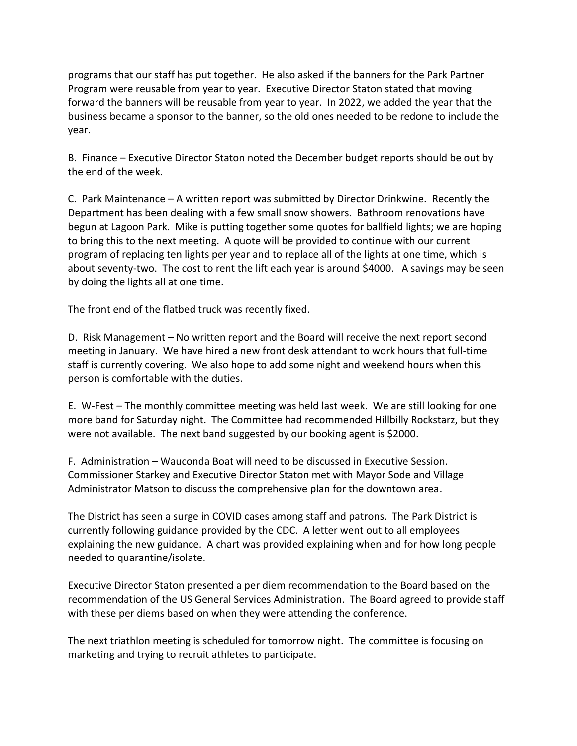programs that our staff has put together. He also asked if the banners for the Park Partner Program were reusable from year to year. Executive Director Staton stated that moving forward the banners will be reusable from year to year. In 2022, we added the year that the business became a sponsor to the banner, so the old ones needed to be redone to include the year.

B. Finance – Executive Director Staton noted the December budget reports should be out by the end of the week.

C. Park Maintenance – A written report was submitted by Director Drinkwine. Recently the Department has been dealing with a few small snow showers. Bathroom renovations have begun at Lagoon Park. Mike is putting together some quotes for ballfield lights; we are hoping to bring this to the next meeting. A quote will be provided to continue with our current program of replacing ten lights per year and to replace all of the lights at one time, which is about seventy-two. The cost to rent the lift each year is around $4000. A savings may be seen by doing the lights all at one time.

The front end of the flatbed truck was recently fixed.

D. Risk Management – No written report and the Board will receive the next report second meeting in January. We have hired a new front desk attendant to work hours that full-time staff is currently covering. We also hope to add some night and weekend hours when this person is comfortable with the duties.

E. W-Fest – The monthly committee meeting was held last week. We are still looking for one more band for Saturday night. The Committee had recommended Hillbilly Rockstarz, but they were not available. The next band suggested by our booking agent is $2000.

F. Administration – Wauconda Boat will need to be discussed in Executive Session. Commissioner Starkey and Executive Director Staton met with Mayor Sode and Village Administrator Matson to discuss the comprehensive plan for the downtown area.

The District has seen a surge in COVID cases among staff and patrons. The Park District is currently following guidance provided by the CDC. A letter went out to all employees explaining the new guidance. A chart was provided explaining when and for how long people needed to quarantine/isolate.

Executive Director Staton presented a per diem recommendation to the Board based on the recommendation of the US General Services Administration. The Board agreed to provide staff with these per diems based on when they were attending the conference.

The next triathlon meeting is scheduled for tomorrow night. The committee is focusing on marketing and trying to recruit athletes to participate.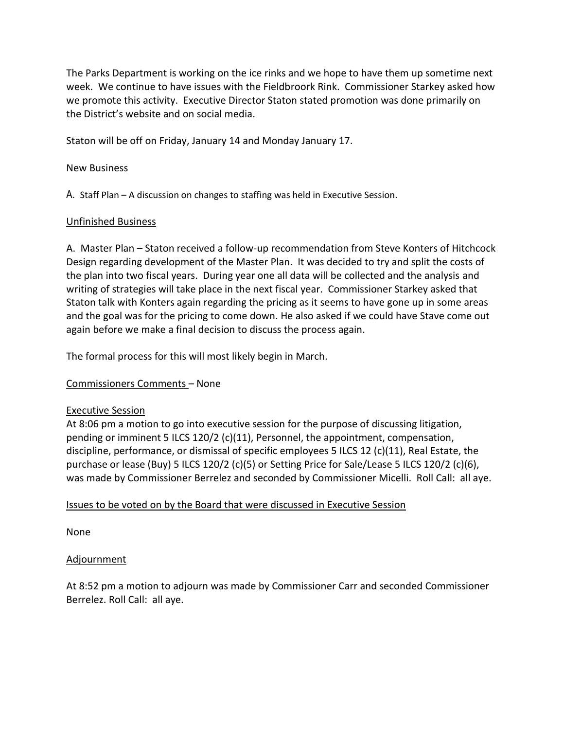The Parks Department is working on the ice rinks and we hope to have them up sometime next week. We continue to have issues with the Fieldbroork Rink. Commissioner Starkey asked how we promote this activity. Executive Director Staton stated promotion was done primarily on the District's website and on social media.

Staton will be off on Friday, January 14 and Monday January 17.

New Business

A. Staff Plan – A discussion on changes to staffing was held in Executive Session.

Unfinished Business

A. Master Plan – Staton received a follow-up recommendation from Steve Konters of Hitchcock Design regarding development of the Master Plan. It was decided to try and split the costs of the plan into two fiscal years. During year one all data will be collected and the analysis and writing of strategies will take place in the next fiscal year. Commissioner Starkey asked that Staton talk with Konters again regarding the pricing as it seems to have gone up in some areas and the goal was for the pricing to come down. He also asked if we could have Stave come out again before we make a final decision to discuss the process again.

The formal process for this will most likely begin in March.

Commissioners Comments – None

Executive Session
At 8:06 pm a motion to go into executive session for the purpose of discussing litigation, pending or imminent 5 ILCS 120/2 (c)(11), Personnel, the appointment, compensation, discipline, performance, or dismissal of specific employees 5 ILCS 12 (c)(11), Real Estate, the purchase or lease (Buy) 5 ILCS 120/2 (c)(5) or Setting Price for Sale/Lease 5 ILCS 120/2 (c)(6), was made by Commissioner Berrelez and seconded by Commissioner Micelli. Roll Call: all aye.

Issues to be voted on by the Board that were discussed in Executive Session

None

Adjournment

At 8:52 pm a motion to adjourn was made by Commissioner Carr and seconded Commissioner Berrelez. Roll Call: all aye.